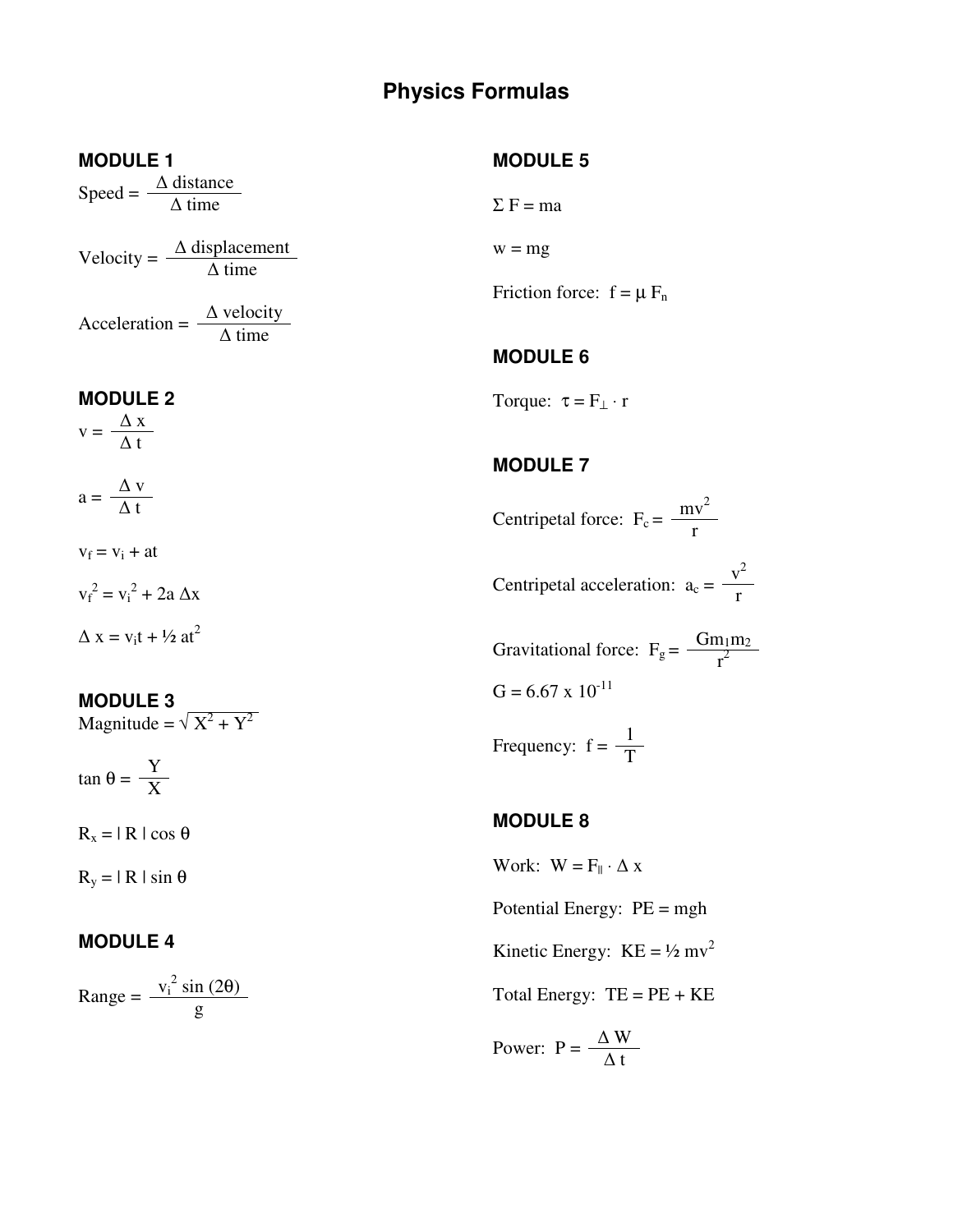# Physics Formulas

## MODULE 1

$$\text{Speed} = \frac{\Delta \text{ distance}}{\Delta \text{ time}}$$

$$\text{Velocity} = \frac{\Delta \text{ displacement}}{\Delta \text{ time}}$$

$$\text{Acceleration} = \frac{\Delta \text{ velocity}}{\Delta \text{ time}}$$

## MODULE 2

$$v = \frac{\Delta x}{\Delta t}$$

$$a = \frac{\Delta v}{\Delta t}$$

$$v_f = v_i + at$$

$$v_f^2 = v_i^2 + 2a\,\Delta x$$

$$\Delta x = v_i t + \tfrac{1}{2} at^2$$

## MODULE 3

$$\text{Magnitude} = \sqrt{X^2 + Y^2}$$

$$\tan\theta = \frac{Y}{X}$$

$$R_x = |R| \cos\theta$$

$$R_y = |R| \sin\theta$$

## MODULE 4

$$\text{Range} = \frac{v_i^2 \sin(2\theta)}{g}$$

## MODULE 5

$$\Sigma F = ma$$

$$w = mg$$

Friction force: $f = \mu F_n$

## MODULE 6

Torque: $\tau = F_\perp \cdot r$

## MODULE 7

Centripetal force: $F_c = \dfrac{mv^2}{r}$

Centripetal acceleration: $a_c = \dfrac{v^2}{r}$

Gravitational force: $F_g = \dfrac{Gm_1 m_2}{r^2}$

$G = 6.67 \times 10^{-11}$

Frequency: $f = \dfrac{1}{T}$

## MODULE 8

Work: $W = F_\parallel \cdot \Delta x$

Potential Energy: $PE = mgh$

Kinetic Energy: $KE = \tfrac{1}{2} mv^2$

Total Energy: $TE = PE + KE$

Power: $P = \dfrac{\Delta W}{\Delta t}$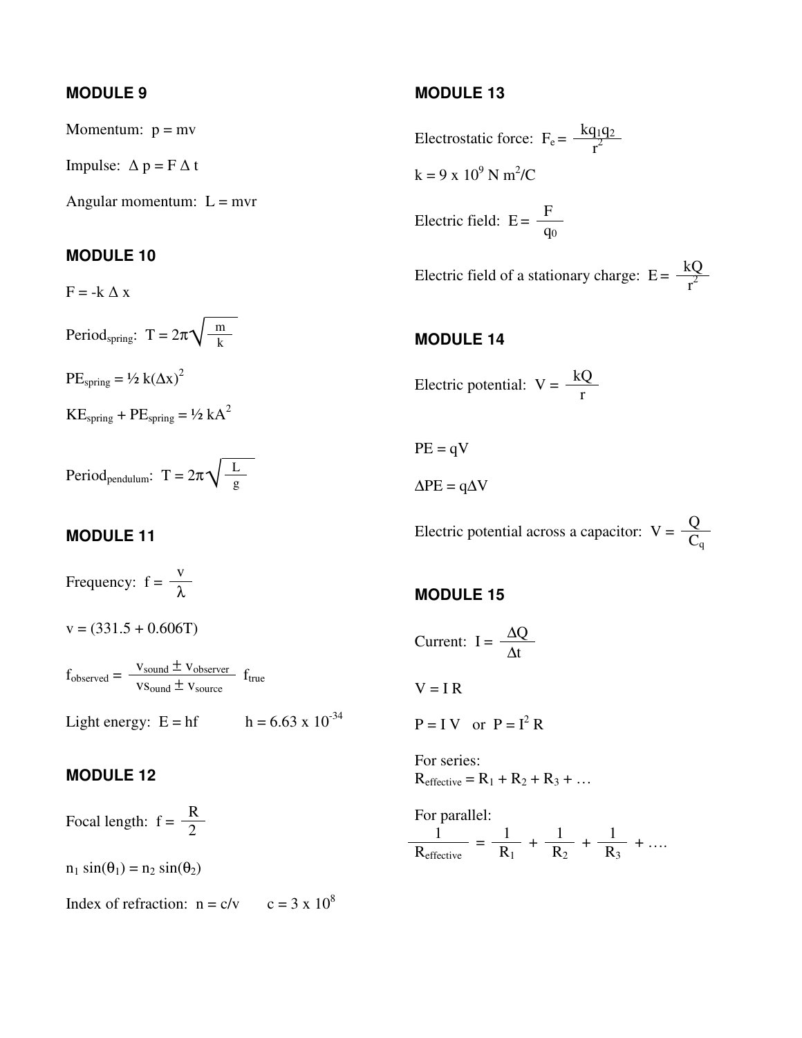## MODULE 9

Momentum: $p = mv$

Impulse: $\Delta p = F \Delta t$

Angular momentum: $L = mvr$

## MODULE 10

$F = -k \Delta x$

Period$_{spring}$: $T = 2\pi\sqrt{\frac{m}{k}}$

$PE_{spring} = ½ k(\Delta x)^2$

$KE_{spring} + PE_{spring} = ½ kA^2$

Period$_{pendulum}$: $T = 2\pi\sqrt{\frac{L}{g}}$

## MODULE 11

Frequency: $f = \frac{v}{\lambda}$

$v = (331.5 + 0.606T)$

$f_{observed} = \frac{v_{sound} \pm v_{observer}}{vs_{sound} \pm v_{source}} f_{true}$

Light energy: $E = hf$ $\quad h = 6.63 \times 10^{-34}$

## MODULE 12

Focal length: $f = \frac{R}{2}$

$n_1 \sin(\theta_1) = n_2 \sin(\theta_2)$

Index of refraction: $n = c/v$ $\quad c = 3 \times 10^8$

## MODULE 13

Electrostatic force: $F_e = \frac{kq_1q_2}{r^2}$

$k = 9 \times 10^9$ N m$^2$/C

Electric field: $E = \frac{F}{q_0}$

Electric field of a stationary charge: $E = \frac{kQ}{r^2}$

## MODULE 14

Electric potential: $V = \frac{kQ}{r}$

$PE = qV$

$\Delta PE = q\Delta V$

Electric potential across a capacitor: $V = \frac{Q}{C_q}$

## MODULE 15

Current: $I = \frac{\Delta Q}{\Delta t}$

$V = I R$

$P = I V$ or $P = I^2 R$

For series:
$R_{effective} = R_1 + R_2 + R_3 + \ldots$

For parallel:

$$\frac{1}{R_{effective}} = \frac{1}{R_1} + \frac{1}{R_2} + \frac{1}{R_3} + \ldots$$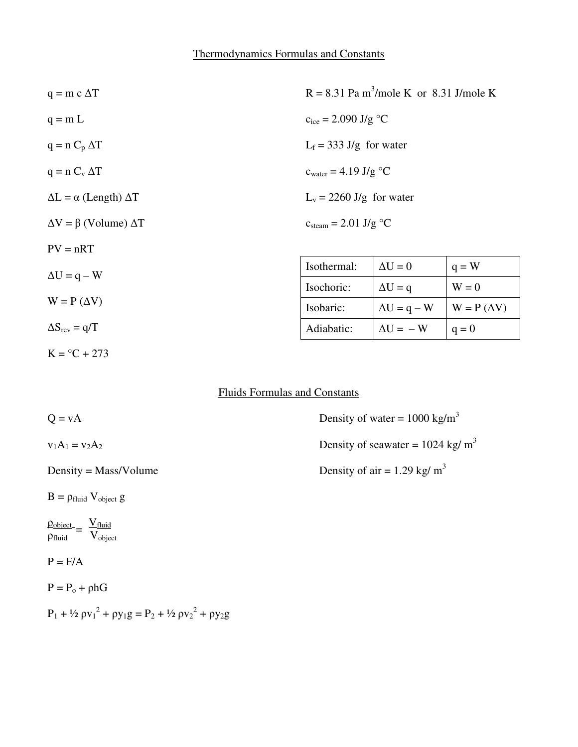## Thermodynamics Formulas and Constants

$q = m\,c\,\Delta T$

$q = m\,L$

$q = n\,C_p\,\Delta T$

$q = n\,C_v\,\Delta T$

$\Delta L = \alpha\,(\text{Length})\,\Delta T$

$\Delta V = \beta\,(\text{Volume})\,\Delta T$

$PV = nRT$

$\Delta U = q - W$

$W = P\,(\Delta V)$

$\Delta S_{rev} = q/T$

$K = {}^\circ C + 273$

$R = 8.31\ \text{Pa m}^3\text{/mole K}$ or $8.31\ \text{J/mole K}$

$c_{ice} = 2.090\ \text{J/g}\ {}^\circ\text{C}$

$L_f = 333\ \text{J/g}$ for water

$c_{water} = 4.19\ \text{J/g}\ {}^\circ\text{C}$

$L_v = 2260\ \text{J/g}$ for water

$c_{steam} = 2.01\ \text{J/g}\ {}^\circ\text{C}$

| | | |
|---|---|---|
| Isothermal: | $\Delta U = 0$ | $q = W$ |
| Isochoric: | $\Delta U = q$ | $W = 0$ |
| Isobaric: | $\Delta U = q - W$ | $W = P\,(\Delta V)$ |
| Adiabatic: | $\Delta U = -W$ | $q = 0$ |

## Fluids Formulas and Constants

$Q = vA$

$v_1A_1 = v_2A_2$

Density = Mass/Volume

$B = \rho_{fluid}\,V_{object}\,g$

$$\frac{\rho_{object}}{\rho_{fluid}} = \frac{V_{fluid}}{V_{object}}$$

$P = F/A$

$P = P_o + \rho h G$

$$P_1 + \tfrac{1}{2}\rho v_1^2 + \rho y_1 g = P_2 + \tfrac{1}{2}\rho v_2^2 + \rho y_2 g$$

Density of water = $1000\ \text{kg/m}^3$

Density of seawater = $1024\ \text{kg/ m}^3$

Density of air = $1.29\ \text{kg/ m}^3$